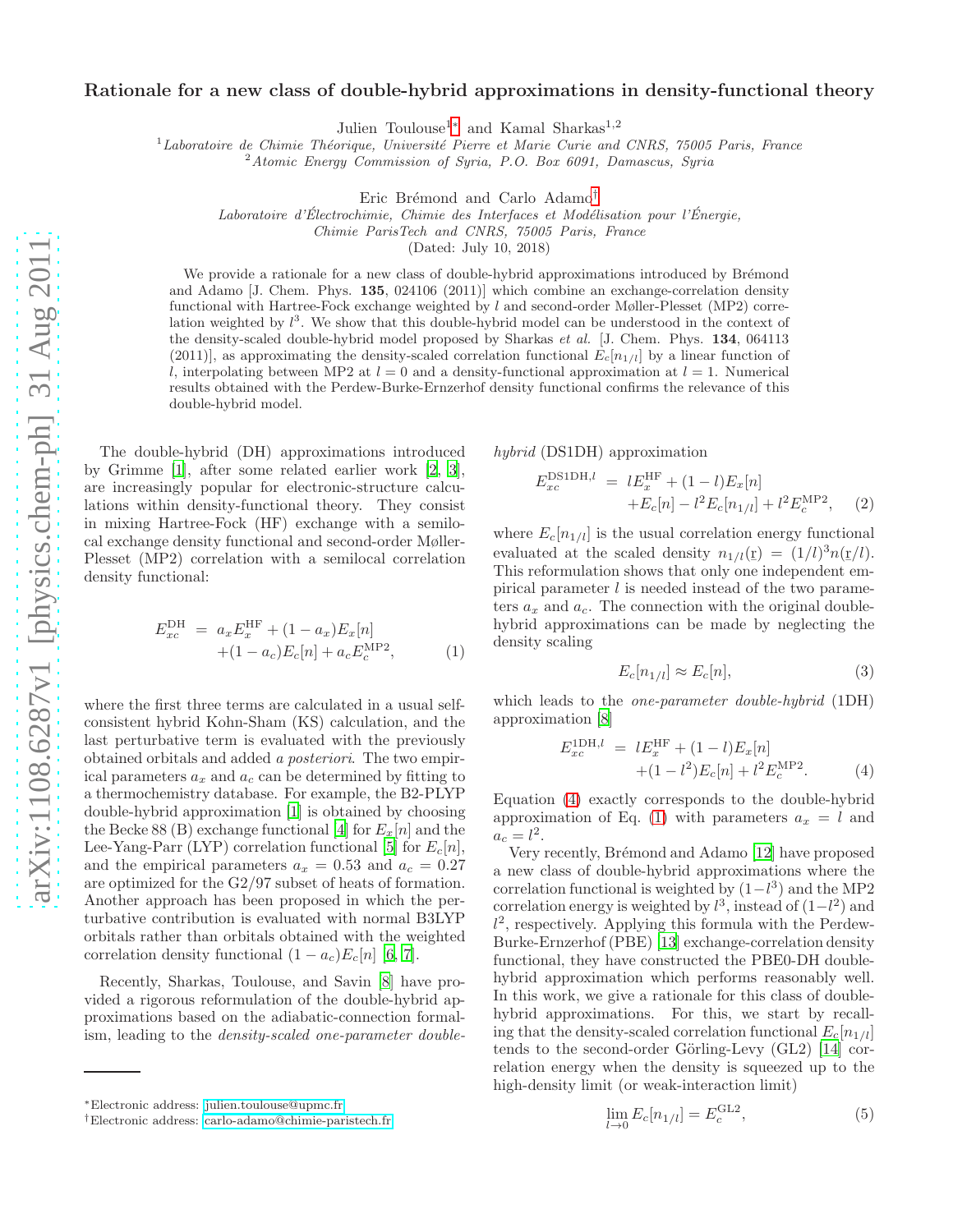# Rationale for a new class of double-hybrid approximations in density-functional theory

Julien Toulouse[1,*] and Kamal Sharkas[1,2]

[1] *Laboratoire de Chimie Théorique, Université Pierre et Marie Curie and CNRS, 75005 Paris, France*
[2] *Atomic Energy Commission of Syria, P.O. Box 6091, Damascus, Syria*

Eric Brémond and Carlo Adamo[†]

*Laboratoire d'Électrochimie, Chimie des Interfaces et Modélisation pour l'Énergie, Chimie ParisTech and CNRS, 75005 Paris, France*

(Dated: July 10, 2018)

We provide a rationale for a new class of double-hybrid approximations introduced by Brémond and Adamo [J. Chem. Phys. **135**, 024106 (2011)] which combine an exchange-correlation density functional with Hartree-Fock exchange weighted by $l$ and second-order Møller-Plesset (MP2) correlation weighted by $l^3$. We show that this double-hybrid model can be understood in the context of the density-scaled double-hybrid model proposed by Sharkas *et al.* [J. Chem. Phys. **134**, 064113 (2011)], as approximating the density-scaled correlation functional $E_c[n_{1/l}]$ by a linear function of $l$, interpolating between MP2 at $l = 0$ and a density-functional approximation at $l = 1$. Numerical results obtained with the Perdew-Burke-Ernzerhof density functional confirms the relevance of this double-hybrid model.

The double-hybrid (DH) approximations introduced by Grimme [1], after some related earlier work [2, 3], are increasingly popular for electronic-structure calculations within density-functional theory. They consist in mixing Hartree-Fock (HF) exchange with a semilocal exchange density functional and second-order Møller-Plesset (MP2) correlation with a semilocal correlation density functional:

$$E_{xc}^{\text{DH}} = a_x E_x^{\text{HF}} + (1-a_x)E_x[n] + (1-a_c)E_c[n] + a_c E_c^{\text{MP2}}, \quad (1)$$

where the first three terms are calculated in a usual self-consistent hybrid Kohn-Sham (KS) calculation, and the last perturbative term is evaluated with the previously obtained orbitals and added *a posteriori*. The two empirical parameters $a_x$ and $a_c$ can be determined by fitting to a thermochemistry database. For example, the B2-PLYP double-hybrid approximation [1] is obtained by choosing the Becke 88 (B) exchange functional [4] for $E_x[n]$ and the Lee-Yang-Parr (LYP) correlation functional [5] for $E_c[n]$, and the empirical parameters $a_x = 0.53$ and $a_c = 0.27$ are optimized for the G2/97 subset of heats of formation. Another approach has been proposed in which the perturbative contribution is evaluated with normal B3LYP orbitals rather than orbitals obtained with the weighted correlation density functional $(1 - a_c)E_c[n]$ [6, 7].

Recently, Sharkas, Toulouse, and Savin [8] have provided a rigorous reformulation of the double-hybrid approximations based on the adiabatic-connection formalism, leading to the *density-scaled one-parameter double-hybrid* (DS1DH) approximation

$$E_{xc}^{\text{DS1DH},l} = lE_x^{\text{HF}} + (1-l)E_x[n] + E_c[n] - l^2 E_c[n_{1/l}] + l^2 E_c^{\text{MP2}}, \quad (2)$$

where $E_c[n_{1/l}]$ is the usual correlation energy functional evaluated at the scaled density $n_{1/l}(\mathbf{r}) = (1/l)^3 n(\mathbf{r}/l)$. This reformulation shows that only one independent empirical parameter $l$ is needed instead of the two parameters $a_x$ and $a_c$. The connection with the original double-hybrid approximations can be made by neglecting the density scaling

$$E_c[n_{1/l}] \approx E_c[n], \quad (3)$$

which leads to the *one-parameter double-hybrid* (1DH) approximation [8]

$$E_{xc}^{\text{1DH},l} = lE_x^{\text{HF}} + (1-l)E_x[n] + (1-l^2)E_c[n] + l^2 E_c^{\text{MP2}}. \quad (4)$$

Equation (4) exactly corresponds to the double-hybrid approximation of Eq. (1) with parameters $a_x = l$ and $a_c = l^2$.

Very recently, Brémond and Adamo [12] have proposed a new class of double-hybrid approximations where the correlation functional is weighted by $(1-l^3)$ and the MP2 correlation energy is weighted by $l^3$, instead of $(1-l^2)$ and $l^2$, respectively. Applying this formula with the Perdew-Burke-Ernzerhof (PBE) [13] exchange-correlation density functional, they have constructed the PBE0-DH double-hybrid approximation which performs reasonably well. In this work, we give a rationale for this class of double-hybrid approximations. For this, we start by recalling that the density-scaled correlation functional $E_c[n_{1/l}]$ tends to the second-order Görling-Levy (GL2) [14] correlation energy when the density is squeezed up to the high-density limit (or weak-interaction limit)

$$\lim_{l \to 0} E_c[n_{1/l}] = E_c^{\text{GL2}}, \quad (5)$$

---

[*] Electronic address: julien.toulouse@upmc.fr
[†] Electronic address: carlo-adamo@chimie-paristech.fr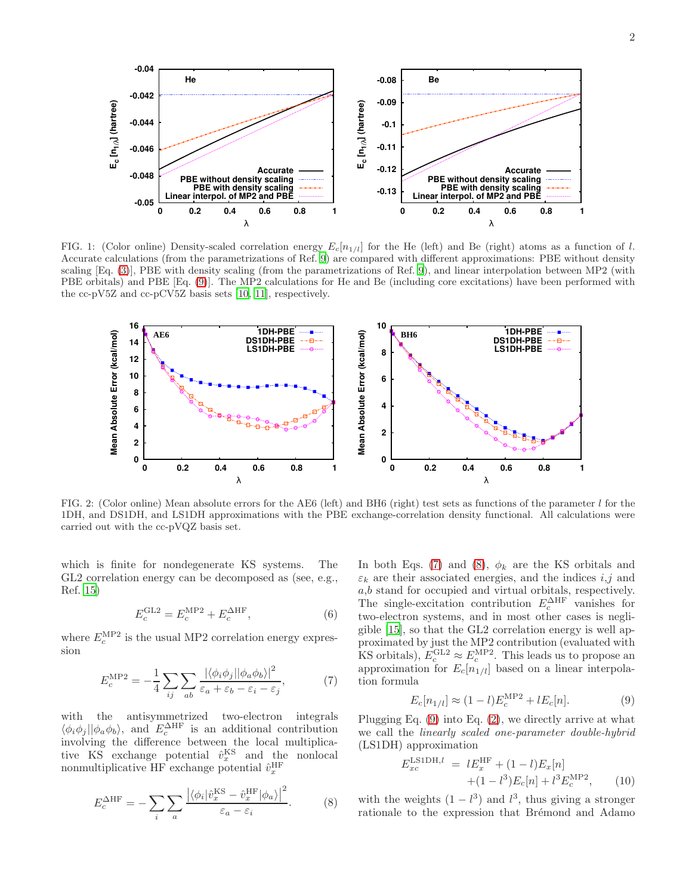FIG. 1: (Color online) Density-scaled correlation energy $E_c[n_{1/l}]$ for the He (left) and Be (right) atoms as a function of $l$. Accurate calculations (from the parametrizations of Ref. [9]) are compared with different approximations: PBE without density scaling [Eq. (3)], PBE with density scaling (from the parametrizations of Ref. [9]), and linear interpolation between MP2 (with PBE orbitals) and PBE [Eq. (9)]. The MP2 calculations for He and Be (including core excitations) have been performed with the cc-pV5Z and cc-pCV5Z basis sets [10, 11], respectively.

FIG. 2: (Color online) Mean absolute errors for the AE6 (left) and BH6 (right) test sets as functions of the parameter $l$ for the 1DH, and DS1DH, and LS1DH approximations with the PBE exchange-correlation density functional. All calculations were carried out with the cc-pVQZ basis set.

which is finite for nondegenerate KS systems. The GL2 correlation energy can be decomposed as (see, e.g., Ref. [15])

$$E_c^{\rm GL2} = E_c^{\rm MP2} + E_c^{\Delta \rm HF}, \tag{6}$$

where $E_c^{\rm MP2}$ is the usual MP2 correlation energy expression

$$E_c^{\rm MP2} = -\frac{1}{4} \sum_{ij} \sum_{ab} \frac{|\langle \phi_i \phi_j || \phi_a \phi_b \rangle|^2}{\varepsilon_a + \varepsilon_b - \varepsilon_i - \varepsilon_j}, \tag{7}$$

with the antisymmetrized two-electron integrals $\langle \phi_i \phi_j || \phi_a \phi_b \rangle$, and $E_c^{\Delta \rm HF}$ is an additional contribution involving the difference between the local multiplicative KS exchange potential $\hat{v}_x^{\rm KS}$ and the nonlocal nonmultiplicative HF exchange potential $\hat{v}_x^{\rm HF}$

$$E_c^{\Delta \rm HF} = -\sum_i \sum_a \frac{\left|\langle \phi_i | \hat{v}_x^{\rm KS} - \hat{v}_x^{\rm HF} | \phi_a \rangle\right|^2}{\varepsilon_a - \varepsilon_i}. \tag{8}$$

In both Eqs. (7) and (8), $\phi_k$ are the KS orbitals and $\varepsilon_k$ are their associated energies, and the indices $i$,$j$ and $a$,$b$ stand for occupied and virtual orbitals, respectively. The single-excitation contribution $E_c^{\Delta \rm HF}$ vanishes for two-electron systems, and in most other cases is negligible [15], so that the GL2 correlation energy is well approximated by just the MP2 contribution (evaluated with KS orbitals), $E_c^{\rm GL2} \approx E_c^{\rm MP2}$. This leads us to propose an approximation for $E_c[n_{1/l}]$ based on a linear interpolation formula

$$E_c[n_{1/l}] \approx (1-l) E_c^{\rm MP2} + l E_c[n]. \tag{9}$$

Plugging Eq. (9) into Eq. (2), we directly arrive at what we call the *linearly scaled one-parameter double-hybrid* (LS1DH) approximation

$$\begin{aligned} E_{xc}^{{\rm LS1DH},l} &= l E_x^{\rm HF} + (1-l) E_x[n] \\ &\quad + (1-l^3) E_c[n] + l^3 E_c^{\rm MP2}, \end{aligned} \tag{10}$$

with the weights $(1-l^3)$ and $l^3$, thus giving a stronger rationale to the expression that Brémond and Adamo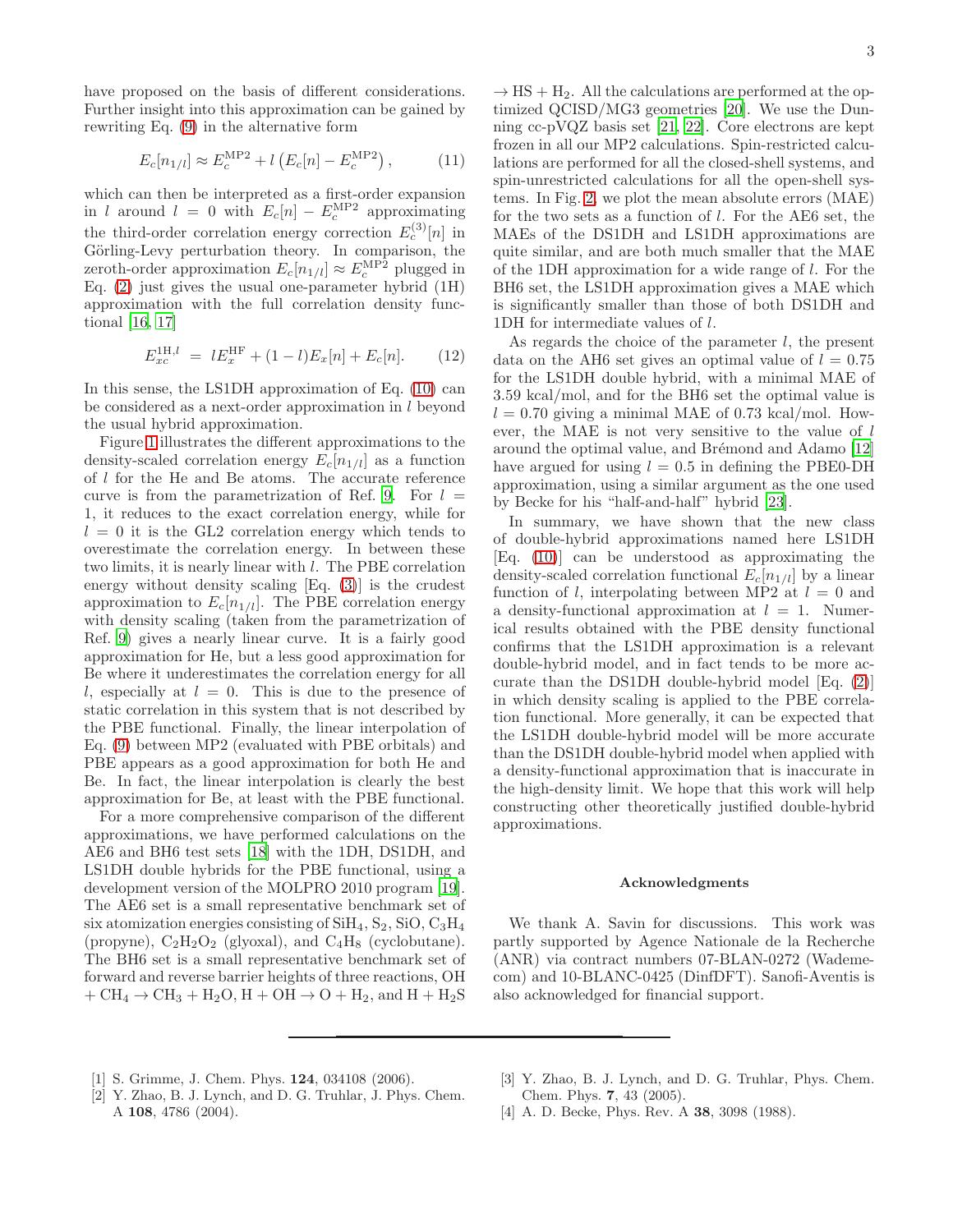have proposed on the basis of different considerations. Further insight into this approximation can be gained by rewriting Eq. (9) in the alternative form

$$E_c[n_{1/l}] \approx E_c^{\mathrm{MP2}} + l \left( E_c[n] - E_c^{\mathrm{MP2}} \right), \tag{11}$$

which can then be interpreted as a first-order expansion in $l$ around $l = 0$ with $E_c[n] - E_c^{\mathrm{MP2}}$ approximating the third-order correlation energy correction $E_c^{(3)}[n]$ in Görling-Levy perturbation theory. In comparison, the zeroth-order approximation $E_c[n_{1/l}] \approx E_c^{\mathrm{MP2}}$ plugged in Eq. (2) just gives the usual one-parameter hybrid (1H) approximation with the full correlation density functional [16, 17]

$$E_{xc}^{\mathrm{1H},l} \;=\; lE_x^{\mathrm{HF}} + (1-l)E_x[n] + E_c[n]. \tag{12}$$

In this sense, the LS1DH approximation of Eq. (10) can be considered as a next-order approximation in $l$ beyond the usual hybrid approximation.

Figure 1 illustrates the different approximations to the density-scaled correlation energy $E_c[n_{1/l}]$ as a function of $l$ for the He and Be atoms. The accurate reference curve is from the parametrization of Ref. 9. For $l = 1$, it reduces to the exact correlation energy, while for $l = 0$ it is the GL2 correlation energy which tends to overestimate the correlation energy. In between these two limits, it is nearly linear with $l$. The PBE correlation energy without density scaling [Eq. (3)] is the crudest approximation to $E_c[n_{1/l}]$. The PBE correlation energy with density scaling (taken from the parametrization of Ref. 9) gives a nearly linear curve. It is a fairly good approximation for He, but a less good approximation for Be where it underestimates the correlation energy for all $l$, especially at $l = 0$. This is due to the presence of static correlation in this system that is not described by the PBE functional. Finally, the linear interpolation of Eq. (9) between MP2 (evaluated with PBE orbitals) and PBE appears as a good approximation for both He and Be. In fact, the linear interpolation is clearly the best approximation for Be, at least with the PBE functional.

For a more comprehensive comparison of the different approximations, we have performed calculations on the AE6 and BH6 test sets [18] with the 1DH, DS1DH, and LS1DH double hybrids for the PBE functional, using a development version of the MOLPRO 2010 program [19]. The AE6 set is a small representative benchmark set of six atomization energies consisting of $SiH_4$, $S_2$, SiO, $C_3H_4$ (propyne), $C_2H_2O_2$ (glyoxal), and $C_4H_8$ (cyclobutane). The BH6 set is a small representative benchmark set of forward and reverse barrier heights of three reactions, OH + $CH_4$ → $CH_3$ + $H_2O$, H + OH → O + $H_2$, and H + $H_2S$ → HS + $H_2$. All the calculations are performed at the optimized QCISD/MG3 geometries [20]. We use the Dunning cc-pVQZ basis set [21, 22]. Core electrons are kept frozen in all our MP2 calculations. Spin-restricted calculations are performed for all the closed-shell systems, and spin-unrestricted calculations for all the open-shell systems. In Fig. 2, we plot the mean absolute errors (MAE) for the two sets as a function of $l$. For the AE6 set, the MAEs of the DS1DH and LS1DH approximations are quite similar, and are both much smaller that the MAE of the 1DH approximation for a wide range of $l$. For the BH6 set, the LS1DH approximation gives a MAE which is significantly smaller than those of both DS1DH and 1DH for intermediate values of $l$.

As regards the choice of the parameter $l$, the present data on the AH6 set gives an optimal value of $l = 0.75$ for the LS1DH double hybrid, with a minimal MAE of 3.59 kcal/mol, and for the BH6 set the optimal value is $l = 0.70$ giving a minimal MAE of 0.73 kcal/mol. However, the MAE is not very sensitive to the value of $l$ around the optimal value, and Brémond and Adamo [12] have argued for using $l = 0.5$ in defining the PBE0-DH approximation, using a similar argument as the one used by Becke for his "half-and-half" hybrid [23].

In summary, we have shown that the new class of double-hybrid approximations named here LS1DH [Eq. (10)] can be understood as approximating the density-scaled correlation functional $E_c[n_{1/l}]$ by a linear function of $l$, interpolating between MP2 at $l = 0$ and a density-functional approximation at $l = 1$. Numerical results obtained with the PBE density functional confirms that the LS1DH approximation is a relevant double-hybrid model, and in fact tends to be more accurate than the DS1DH double-hybrid model [Eq. (2)] in which density scaling is applied to the PBE correlation functional. More generally, it can be expected that the LS1DH double-hybrid model will be more accurate than the DS1DH double-hybrid model when applied with a density-functional approximation that is inaccurate in the high-density limit. We hope that this work will help constructing other theoretically justified double-hybrid approximations.

### Acknowledgments

We thank A. Savin for discussions. This work was partly supported by Agence Nationale de la Recherche (ANR) via contract numbers 07-BLAN-0272 (Wademecom) and 10-BLANC-0425 (DinfDFT). Sanofi-Aventis is also acknowledged for financial support.

---

[1] S. Grimme, J. Chem. Phys. **124**, 034108 (2006).

[2] Y. Zhao, B. J. Lynch, and D. G. Truhlar, J. Phys. Chem. A **108**, 4786 (2004).

[3] Y. Zhao, B. J. Lynch, and D. G. Truhlar, Phys. Chem. Chem. Phys. **7**, 43 (2005).

[4] A. D. Becke, Phys. Rev. A **38**, 3098 (1988).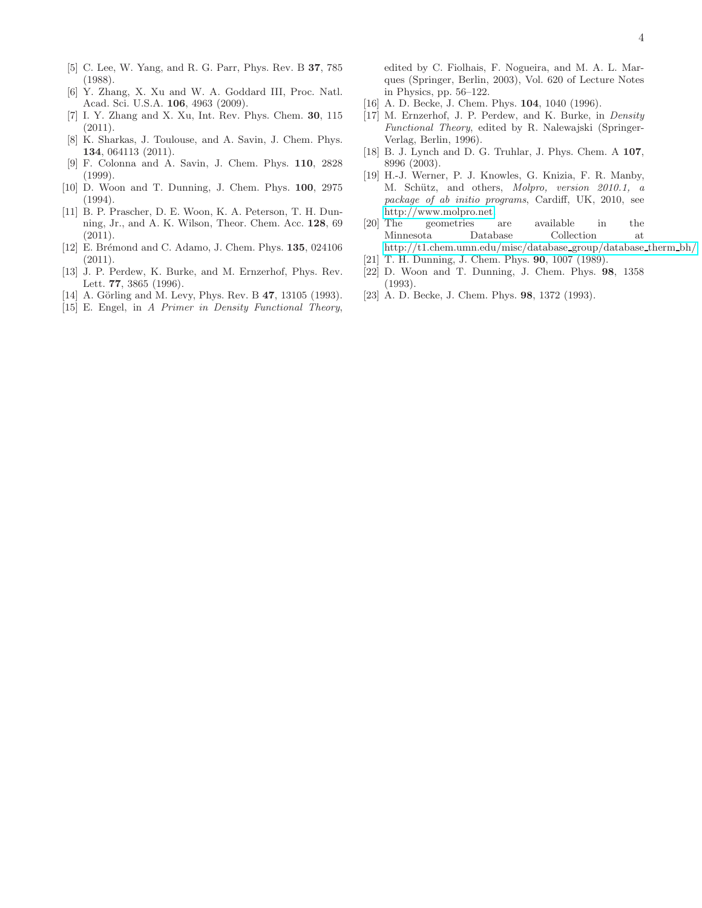[5] C. Lee, W. Yang, and R. G. Parr, Phys. Rev. B **37**, 785 (1988).

[6] Y. Zhang, X. Xu and W. A. Goddard III, Proc. Natl. Acad. Sci. U.S.A. **106**, 4963 (2009).

[7] I. Y. Zhang and X. Xu, Int. Rev. Phys. Chem. **30**, 115 (2011).

[8] K. Sharkas, J. Toulouse, and A. Savin, J. Chem. Phys. **134**, 064113 (2011).

[9] F. Colonna and A. Savin, J. Chem. Phys. **110**, 2828 (1999).

[10] D. Woon and T. Dunning, J. Chem. Phys. **100**, 2975 (1994).

[11] B. P. Prascher, D. E. Woon, K. A. Peterson, T. H. Dunning, Jr., and A. K. Wilson, Theor. Chem. Acc. **128**, 69 (2011).

[12] E. Brémond and C. Adamo, J. Chem. Phys. **135**, 024106 (2011).

[13] J. P. Perdew, K. Burke, and M. Ernzerhof, Phys. Rev. Lett. **77**, 3865 (1996).

[14] A. Görling and M. Levy, Phys. Rev. B **47**, 13105 (1993).

[15] E. Engel, in *A Primer in Density Functional Theory*, edited by C. Fiolhais, F. Nogueira, and M. A. L. Marques (Springer, Berlin, 2003), Vol. 620 of Lecture Notes in Physics, pp. 56–122.

[16] A. D. Becke, J. Chem. Phys. **104**, 1040 (1996).

[17] M. Ernzerhof, J. P. Perdew, and K. Burke, in *Density Functional Theory*, edited by R. Nalewajski (Springer-Verlag, Berlin, 1996).

[18] B. J. Lynch and D. G. Truhlar, J. Phys. Chem. A **107**, 8996 (2003).

[19] H.-J. Werner, P. J. Knowles, G. Knizia, F. R. Manby, M. Schütz, and others, *Molpro, version 2010.1, a package of ab initio programs*, Cardiff, UK, 2010, see http://www.molpro.net.

[20] The geometries are available in the Minnesota Database Collection at http://t1.chem.umn.edu/misc/database_group/database_therm_bh/

[21] T. H. Dunning, J. Chem. Phys. **90**, 1007 (1989).

[22] D. Woon and T. Dunning, J. Chem. Phys. **98**, 1358 (1993).

[23] A. D. Becke, J. Chem. Phys. **98**, 1372 (1993).